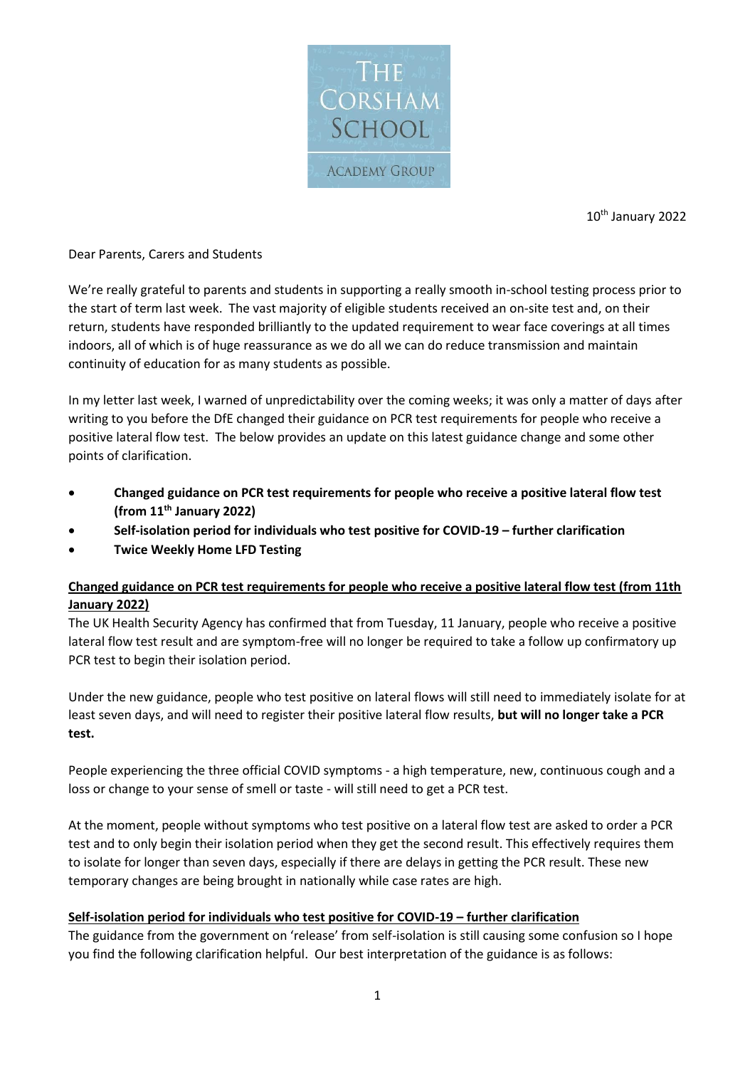THE CORSHAM SCHOOL

ACADEMY GROUP

10th January 2022

Dear Parents, Carers and Students

We're really grateful to parents and students in supporting a really smooth in-school testing process prior to the start of term last week. The vast majority of eligible students received an on-site test and, on their return, students have responded brilliantly to the updated requirement to wear face coverings at all times indoors, all of which is of huge reassurance as we do all we can do reduce transmission and maintain continuity of education for as many students as possible.

In my letter last week, I warned of unpredictability over the coming weeks; it was only a matter of days after writing to you before the DfE changed their guidance on PCR test requirements for people who receive a positive lateral flow test. The below provides an update on this latest guidance change and some other points of clarification.

- **Changed guidance on PCR test requirements for people who receive a positive lateral flow test (from 11th January 2022)**
- **Self-isolation period for individuals who test positive for COVID-19 – further clarification**
- **Twice Weekly Home LFD Testing**

**<u>Changed guidance on PCR test requirements for people who receive a positive lateral flow test (from 11th January 2022)</u>**

The UK Health Security Agency has confirmed that from Tuesday, 11 January, people who receive a positive lateral flow test result and are symptom-free will no longer be required to take a follow up confirmatory up PCR test to begin their isolation period.

Under the new guidance, people who test positive on lateral flows will still need to immediately isolate for at least seven days, and will need to register their positive lateral flow results, **but will no longer take a PCR test.**

People experiencing the three official COVID symptoms - a high temperature, new, continuous cough and a loss or change to your sense of smell or taste - will still need to get a PCR test.

At the moment, people without symptoms who test positive on a lateral flow test are asked to order a PCR test and to only begin their isolation period when they get the second result. This effectively requires them to isolate for longer than seven days, especially if there are delays in getting the PCR result. These new temporary changes are being brought in nationally while case rates are high.

**<u>Self-isolation period for individuals who test positive for COVID-19 – further clarification</u>**

The guidance from the government on 'release' from self-isolation is still causing some confusion so I hope you find the following clarification helpful. Our best interpretation of the guidance is as follows: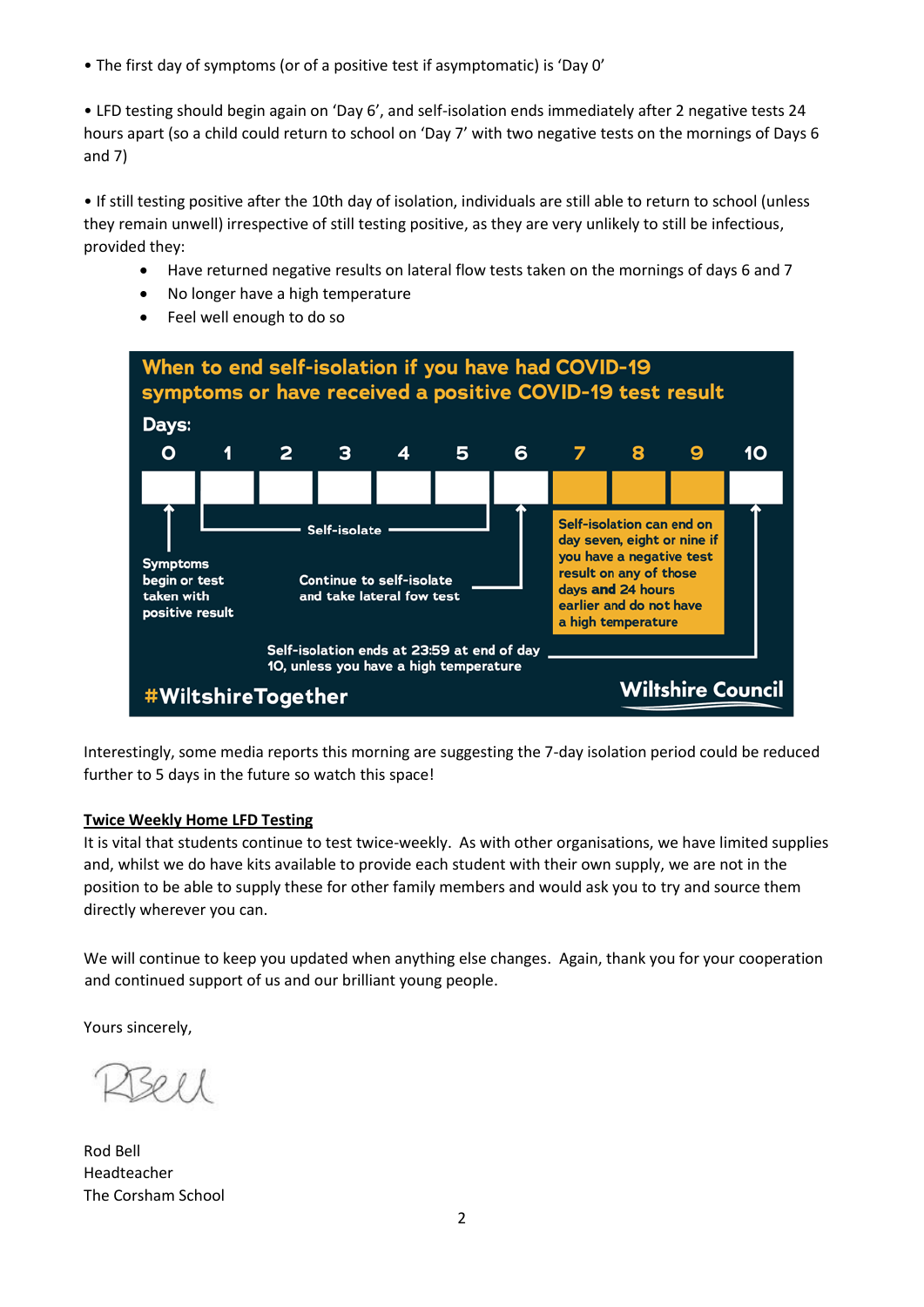• The first day of symptoms (or of a positive test if asymptomatic) is 'Day 0'

• LFD testing should begin again on 'Day 6', and self-isolation ends immediately after 2 negative tests 24 hours apart (so a child could return to school on 'Day 7' with two negative tests on the mornings of Days 6 and 7)

• If still testing positive after the 10th day of isolation, individuals are still able to return to school (unless they remain unwell) irrespective of still testing positive, as they are very unlikely to still be infectious, provided they:

- Have returned negative results on lateral flow tests taken on the mornings of days 6 and 7
- No longer have a high temperature
- Feel well enough to do so

When to end self-isolation if you have had COVID-19 symptoms or have received a positive COVID-19 test result

Days:

0 1 2 3 4 5 6 7 8 9 10

Self-isolate

Symptoms begin or test taken with positive result

Continue to self-isolate and take lateral fow test

Self-isolation can end on day seven, eight or nine if you have a negative test result on any of those days and 24 hours earlier and do not have a high temperature

Self-isolation ends at 23:59 at end of day 10, unless you have a high temperature

#WiltshireTogether

Wiltshire Council

Interestingly, some media reports this morning are suggesting the 7-day isolation period could be reduced further to 5 days in the future so watch this space!

**Twice Weekly Home LFD Testing**

It is vital that students continue to test twice-weekly. As with other organisations, we have limited supplies and, whilst we do have kits available to provide each student with their own supply, we are not in the position to be able to supply these for other family members and would ask you to try and source them directly wherever you can.

We will continue to keep you updated when anything else changes. Again, thank you for your cooperation and continued support of us and our brilliant young people.

Yours sincerely,

RBell

Rod Bell
Headteacher
The Corsham School